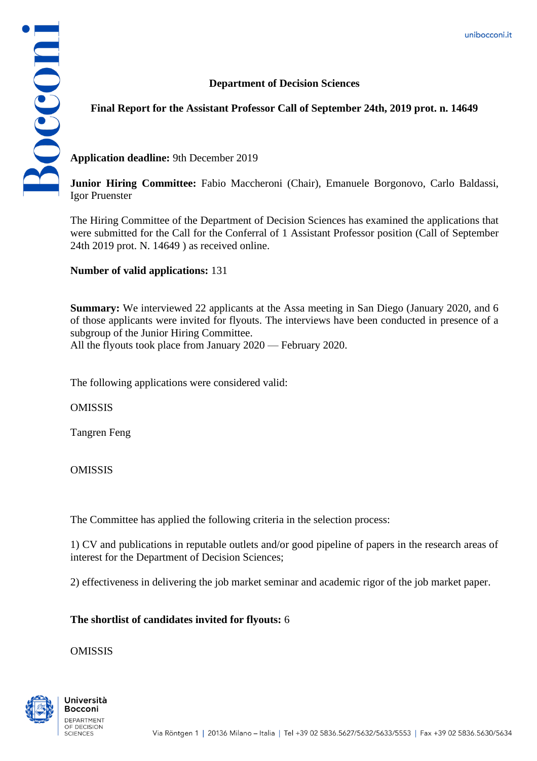## Department of Decision Sciences

## Final Report for the Assistant Professor Call of September 24th, 2019 prot. n. 14649

**Application deadline:** 9th December 2019

**Junior Hiring Committee:** Fabio Maccheroni (Chair), Emanuele Borgonovo, Carlo Baldassi, Igor Pruenster

The Hiring Committee of the Department of Decision Sciences has examined the applications that were submitted for the Call for the Conferral of 1 Assistant Professor position (Call of September 24th 2019 prot. N. 14649 ) as received online.

**Number of valid applications:** 131

**Summary:** We interviewed 22 applicants at the Assa meeting in San Diego (January 2020, and 6 of those applicants were invited for flyouts. The interviews have been conducted in presence of a subgroup of the Junior Hiring Committee.
All the flyouts took place from January 2020 — February 2020.

The following applications were considered valid:

OMISSIS

Tangren Feng

OMISSIS

The Committee has applied the following criteria in the selection process:

1) CV and publications in reputable outlets and/or good pipeline of papers in the research areas of interest for the Department of Decision Sciences;

2) effectiveness in delivering the job market seminar and academic rigor of the job market paper.

**The shortlist of candidates invited for flyouts:** 6

OMISSIS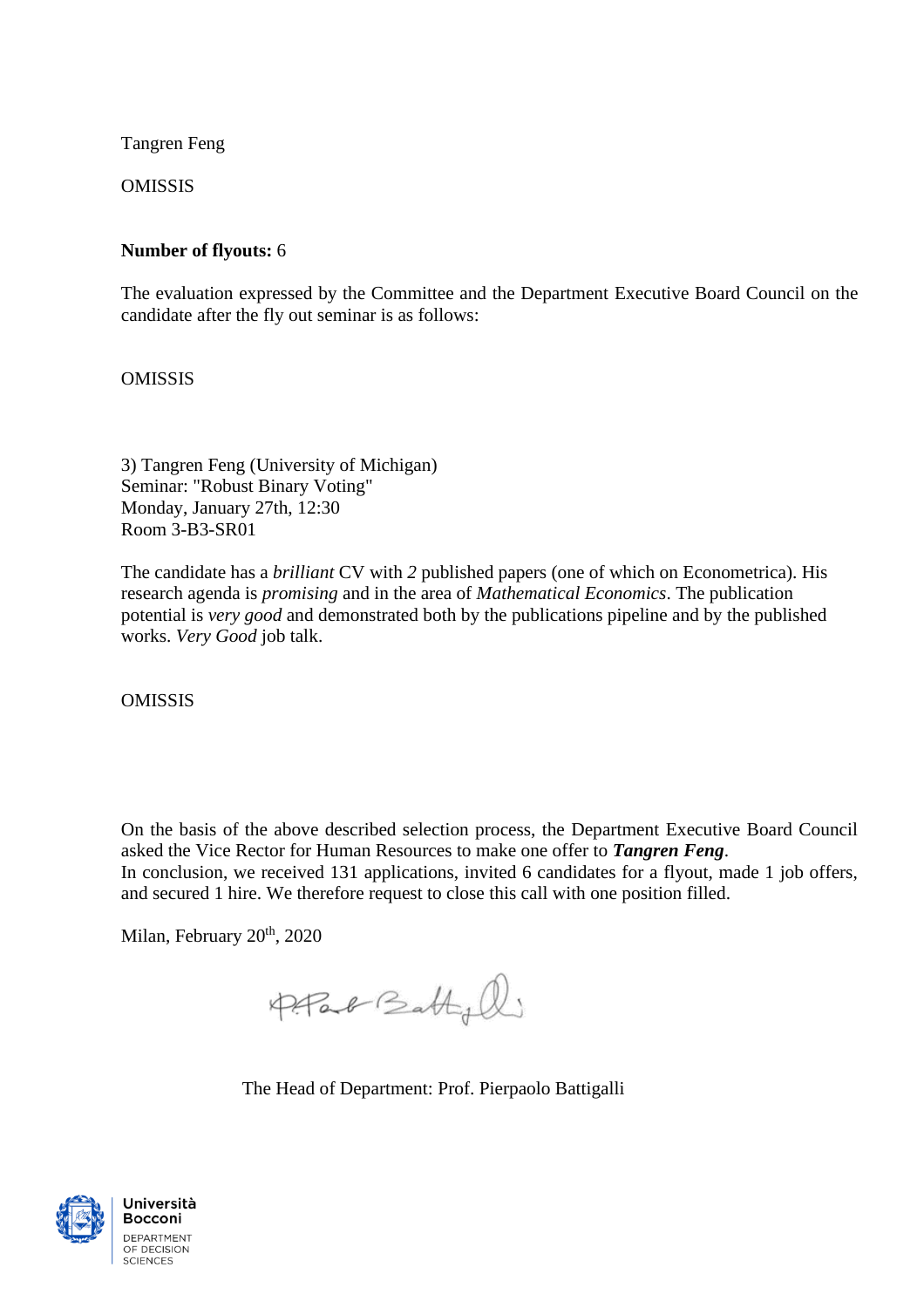Tangren Feng

OMISSIS

**Number of flyouts:** 6

The evaluation expressed by the Committee and the Department Executive Board Council on the candidate after the fly out seminar is as follows:

OMISSIS

3) Tangren Feng (University of Michigan)
Seminar: "Robust Binary Voting"
Monday, January 27th, 12:30
Room 3-B3-SR01

The candidate has a *brilliant* CV with *2* published papers (one of which on Econometrica). His research agenda is *promising* and in the area of *Mathematical Economics*. The publication potential is *very good* and demonstrated both by the publications pipeline and by the published works. *Very Good* job talk.

OMISSIS

On the basis of the above described selection process, the Department Executive Board Council asked the Vice Rector for Human Resources to make one offer to ***Tangren Feng***.
In conclusion, we received 131 applications, invited 6 candidates for a flyout, made 1 job offers, and secured 1 hire. We therefore request to close this call with one position filled.

Milan, February 20th, 2020

The Head of Department: Prof. Pierpaolo Battigalli

Università Bocconi
DEPARTMENT OF DECISION SCIENCES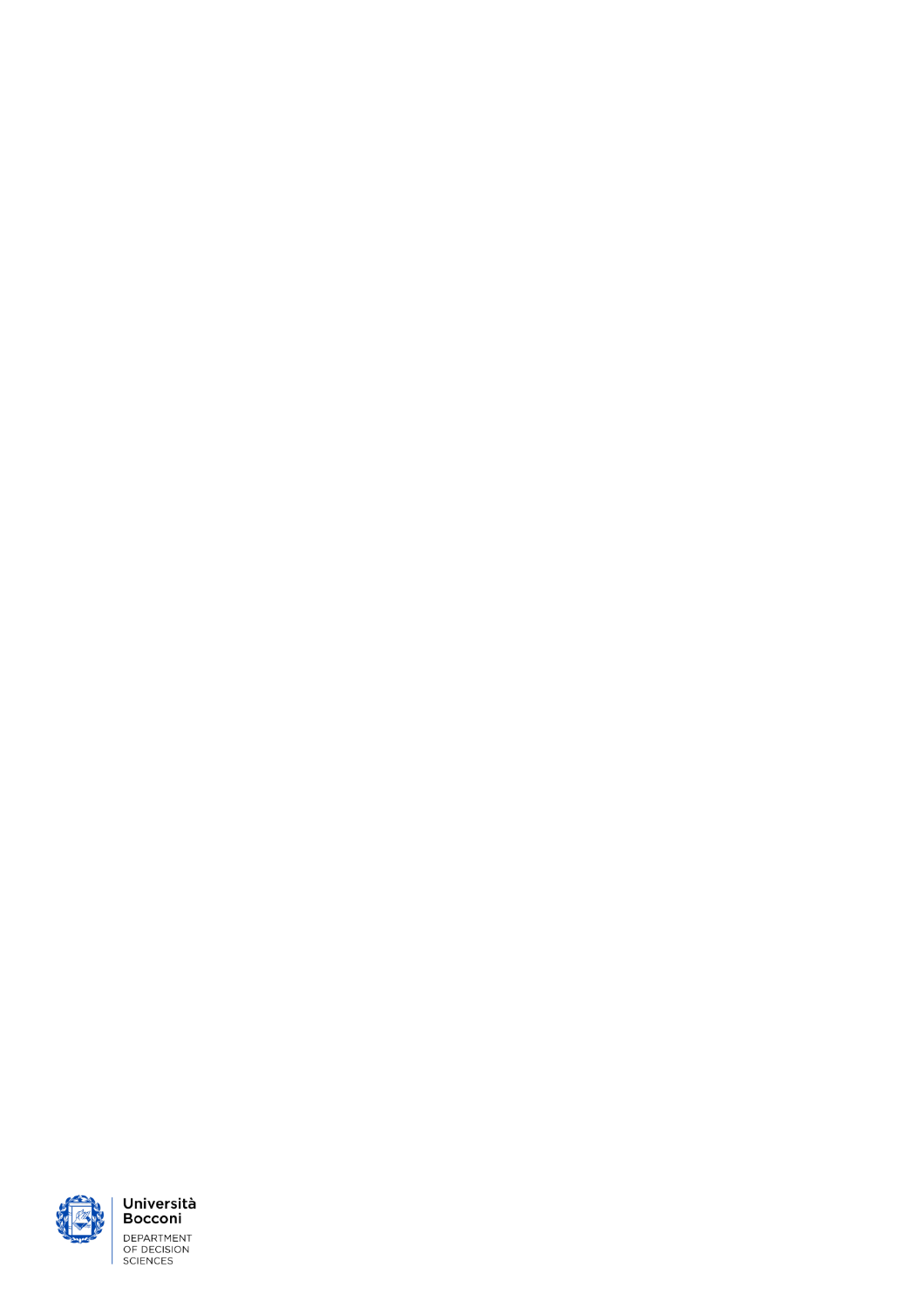Università Bocconi

DEPARTMENT OF DECISION SCIENCES